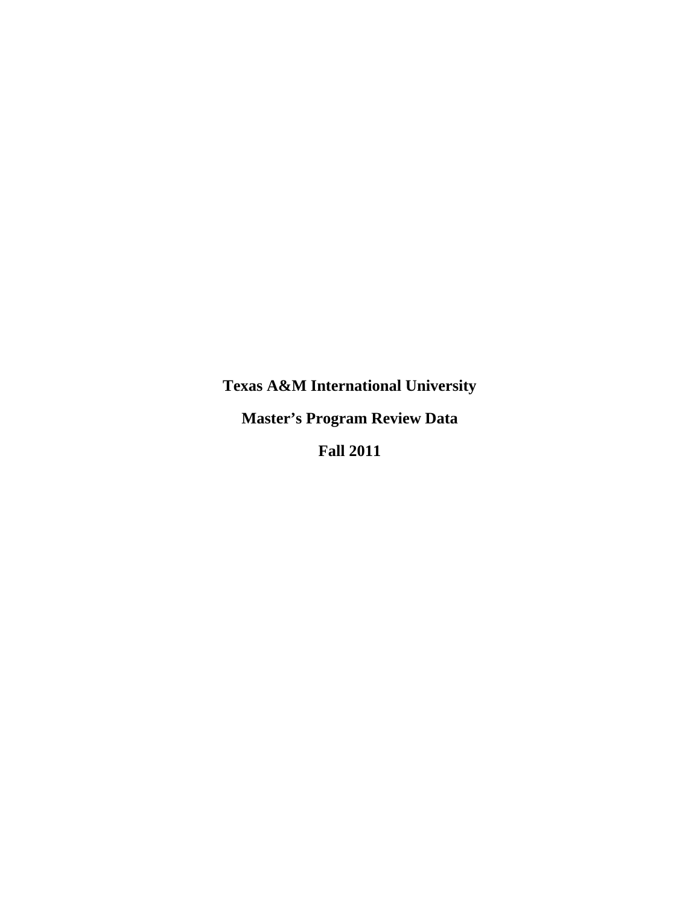# Texas A&M International University

# Master's Program Review Data

# Fall 2011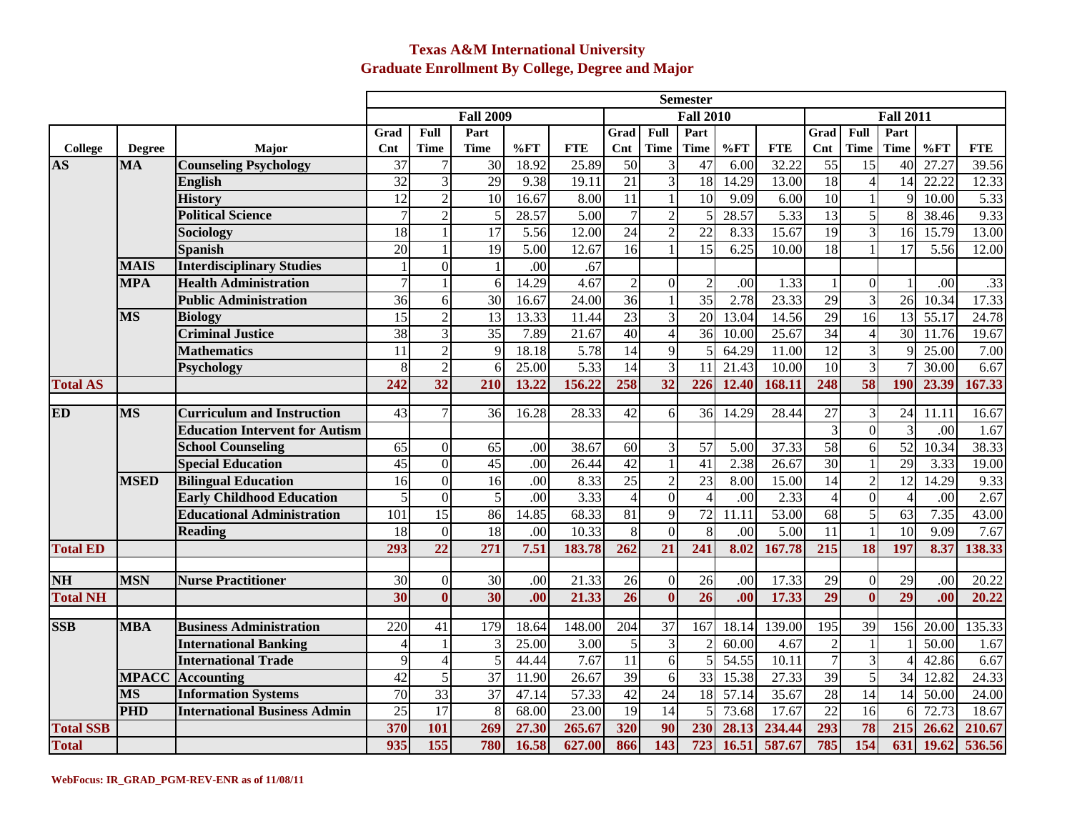# Texas A&M International University
## Graduate Enrollment By College, Degree and Major

| College | Degree | Major | Fall 2009 Grad Cnt | Fall 2009 Full Time | Fall 2009 Part Time | Fall 2009 %FT | Fall 2009 FTE | Fall 2010 Grad Cnt | Fall 2010 Full Time | Fall 2010 Part Time | Fall 2010 %FT | Fall 2010 FTE | Fall 2011 Grad Cnt | Fall 2011 Full Time | Fall 2011 Part Time | Fall 2011 %FT | Fall 2011 FTE |
|---|---|---|---|---|---|---|---|---|---|---|---|---|---|---|---|---|---|
| **AS** | **MA** | **Counseling Psychology** | 37 | 7 | 30 | 18.92 | 25.89 | 50 | 3 | 47 | 6.00 | 32.22 | 55 | 15 | 40 | 27.27 | 39.56 |
| | | **English** | 32 | 3 | 29 | 9.38 | 19.11 | 21 | 3 | 18 | 14.29 | 13.00 | 18 | 4 | 14 | 22.22 | 12.33 |
| | | **History** | 12 | 2 | 10 | 16.67 | 8.00 | 11 | 1 | 10 | 9.09 | 6.00 | 10 | 1 | 9 | 10.00 | 5.33 |
| | | **Political Science** | 7 | 2 | 5 | 28.57 | 5.00 | 7 | 2 | 5 | 28.57 | 5.33 | 13 | 5 | 8 | 38.46 | 9.33 |
| | | **Sociology** | 18 | 1 | 17 | 5.56 | 12.00 | 24 | 2 | 22 | 8.33 | 15.67 | 19 | 3 | 16 | 15.79 | 13.00 |
| | | **Spanish** | 20 | 1 | 19 | 5.00 | 12.67 | 16 | 1 | 15 | 6.25 | 10.00 | 18 | 1 | 17 | 5.56 | 12.00 |
| | **MAIS** | **Interdisciplinary Studies** | 1 | 0 | 1 | .00 | .67 | | | | | | | | | | |
| | **MPA** | **Health Administration** | 7 | 1 | 6 | 14.29 | 4.67 | 2 | 0 | 2 | .00 | 1.33 | 1 | 0 | 1 | .00 | .33 |
| | | **Public Administration** | 36 | 6 | 30 | 16.67 | 24.00 | 36 | 1 | 35 | 2.78 | 23.33 | 29 | 3 | 26 | 10.34 | 17.33 |
| | **MS** | **Biology** | 15 | 2 | 13 | 13.33 | 11.44 | 23 | 3 | 20 | 13.04 | 14.56 | 29 | 16 | 13 | 55.17 | 24.78 |
| | | **Criminal Justice** | 38 | 3 | 35 | 7.89 | 21.67 | 40 | 4 | 36 | 10.00 | 25.67 | 34 | 4 | 30 | 11.76 | 19.67 |
| | | **Mathematics** | 11 | 2 | 9 | 18.18 | 5.78 | 14 | 9 | 5 | 64.29 | 11.00 | 12 | 3 | 9 | 25.00 | 7.00 |
| | | **Psychology** | 8 | 2 | 6 | 25.00 | 5.33 | 14 | 3 | 11 | 21.43 | 10.00 | 10 | 3 | 7 | 30.00 | 6.67 |
| **Total AS** | | | **242** | **32** | **210** | **13.22** | **156.22** | **258** | **32** | **226** | **12.40** | **168.11** | **248** | **58** | **190** | **23.39** | **167.33** |
| **ED** | **MS** | **Curriculum and Instruction** | 43 | 7 | 36 | 16.28 | 28.33 | 42 | 6 | 36 | 14.29 | 28.44 | 27 | 3 | 24 | 11.11 | 16.67 |
| | | **Education Intervent for Autism** | | | | | | | | | | | 3 | 0 | 3 | .00 | 1.67 |
| | | **School Counseling** | 65 | 0 | 65 | .00 | 38.67 | 60 | 3 | 57 | 5.00 | 37.33 | 58 | 6 | 52 | 10.34 | 38.33 |
| | | **Special Education** | 45 | 0 | 45 | .00 | 26.44 | 42 | 1 | 41 | 2.38 | 26.67 | 30 | 1 | 29 | 3.33 | 19.00 |
| | **MSED** | **Bilingual Education** | 16 | 0 | 16 | .00 | 8.33 | 25 | 2 | 23 | 8.00 | 15.00 | 14 | 2 | 12 | 14.29 | 9.33 |
| | | **Early Childhood Education** | 5 | 0 | 5 | .00 | 3.33 | 4 | 0 | 4 | .00 | 2.33 | 4 | 0 | 4 | .00 | 2.67 |
| | | **Educational Administration** | 101 | 15 | 86 | 14.85 | 68.33 | 81 | 9 | 72 | 11.11 | 53.00 | 68 | 5 | 63 | 7.35 | 43.00 |
| | | **Reading** | 18 | 0 | 18 | .00 | 10.33 | 8 | 0 | 8 | .00 | 5.00 | 11 | 1 | 10 | 9.09 | 7.67 |
| **Total ED** | | | **293** | **22** | **271** | **7.51** | **183.78** | **262** | **21** | **241** | **8.02** | **167.78** | **215** | **18** | **197** | **8.37** | **138.33** |
| **NH** | **MSN** | **Nurse Practitioner** | 30 | 0 | 30 | .00 | 21.33 | 26 | 0 | 26 | .00 | 17.33 | 29 | 0 | 29 | .00 | 20.22 |
| **Total NH** | | | **30** | **0** | **30** | **.00** | **21.33** | **26** | **0** | **26** | **.00** | **17.33** | **29** | **0** | **29** | **.00** | **20.22** |
| **SSB** | **MBA** | **Business Administration** | 220 | 41 | 179 | 18.64 | 148.00 | 204 | 37 | 167 | 18.14 | 139.00 | 195 | 39 | 156 | 20.00 | 135.33 |
| | | **International Banking** | 4 | 1 | 3 | 25.00 | 3.00 | 5 | 3 | 2 | 60.00 | 4.67 | 2 | 1 | 1 | 50.00 | 1.67 |
| | | **International Trade** | 9 | 4 | 5 | 44.44 | 7.67 | 11 | 6 | 5 | 54.55 | 10.11 | 7 | 3 | 4 | 42.86 | 6.67 |
| | **MPACC** | **Accounting** | 42 | 5 | 37 | 11.90 | 26.67 | 39 | 6 | 33 | 15.38 | 27.33 | 39 | 5 | 34 | 12.82 | 24.33 |
| | **MS** | **Information Systems** | 70 | 33 | 37 | 47.14 | 57.33 | 42 | 24 | 18 | 57.14 | 35.67 | 28 | 14 | 14 | 50.00 | 24.00 |
| | **PHD** | **International Business Admin** | 25 | 17 | 8 | 68.00 | 23.00 | 19 | 14 | 5 | 73.68 | 17.67 | 22 | 16 | 6 | 72.73 | 18.67 |
| **Total SSB** | | | **370** | **101** | **269** | **27.30** | **265.67** | **320** | **90** | **230** | **28.13** | **234.44** | **293** | **78** | **215** | **26.62** | **210.67** |
| **Total** | | | **935** | **155** | **780** | **16.58** | **627.00** | **866** | **143** | **723** | **16.51** | **587.67** | **785** | **154** | **631** | **19.62** | **536.56** |

WebFocus: IR_GRAD_PGM-REV-ENR as of 11/08/11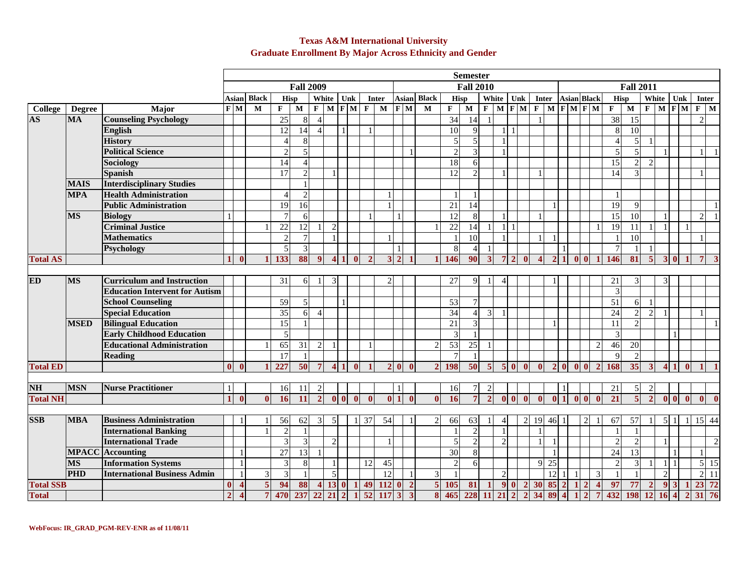# Texas A&M International University
## Graduate Enrollment By Major Across Ethnicity and Gender

| | | | Semester | | | | | | | | | | | | | | | | | | | | | | | | | | | | | | | | | | |
|---|---|---|---|---|---|---|---|---|---|---|---|---|---|---|---|---|---|---|---|---|---|---|---|---|---|---|---|---|---|---|---|---|---|---|---|---|
| | | | Fall 2009 | | | | | | | | | | | Fall 2010 | | | | | | | | | | | Fall 2011 | | | | | | | | | | | |
| | | | Asian | | Black | Hisp | | White | | Unk | | Inter | | Asian | | Black | Hisp | | White | | Unk | | Inter | | Asian | | Black | | Hisp | | White | | Unk | | Inter | |
| College | Degree | Major | F | M | M | F | M | F | M | F | M | F | M | F | M | M | F | M | F | M | F | M | F | M | F | M | F | M | F | M | F | M | F | M | F | M |
| AS | MA | Counseling Psychology | | | | 25 | 8 | 4 | | | | | | | | | 34 | 14 | 1 | | | | 1 | | | | | | 38 | 15 | | | | | 2 | |
| | | English | | | | 12 | 14 | 4 | | 1 | | 1 | | | | | 10 | 9 | | 1 | 1 | | | | | | | | 8 | 10 | | | | | | |
| | | History | | | | 4 | 8 | | | | | | | | | | 5 | 5 | | 1 | | | | | | | | | 4 | 5 | 1 | | | | | |
| | | Political Science | | | | 2 | 5 | | | | | | | | 1 | | 2 | 3 | | 1 | | | | | | | | | 5 | 5 | | 1 | | | 1 | 1 |
| | | Sociology | | | | 14 | 4 | | | | | | | | | | 18 | 6 | | | | | | | | | | | 15 | 2 | 2 | | | | | |
| | | Spanish | | | | 17 | 2 | | 1 | | | | | | | | 12 | 2 | | 1 | | | 1 | | | | | | 14 | 3 | | | | | 1 | |
| | MAIS | Interdisciplinary Studies | | | | | 1 | | | | | | | | | | | | | | | | | | | | | | | | | | | | | |
| | MPA | Health Administration | | | | 4 | 2 | | | | | | 1 | | | | 1 | 1 | | | | | | | | | | | 1 | | | | | | | |
| | | Public Administration | | | | 19 | 16 | | | | | | 1 | | | | 21 | 14 | | | | | | 1 | | | | | 19 | 9 | | | | | | 1 |
| | MS | Biology | 1 | | | 7 | 6 | | | | | 1 | | 1 | | | 12 | 8 | | 1 | | | 1 | | | | | | 15 | 10 | | 1 | | | 2 | 1 |
| | | Criminal Justice | | | 1 | 22 | 12 | 1 | 2 | | | | | | | 1 | 22 | 14 | 1 | 1 | 1 | | | | | | | 1 | 19 | 11 | 1 | 1 | | 1 | | |
| | | Mathematics | | | | 2 | 7 | | 1 | | | | 1 | | | | 1 | 10 | | 1 | | | 1 | 1 | | | | | 1 | 10 | | | | | 1 | |
| | | Psychology | | | | 5 | 3 | | | | | | | 1 | | | 8 | 4 | 1 | | | | | | 1 | | | | 7 | 1 | 1 | | | | | |
| Total AS | | | 1 | 0 | 1 | 133 | 88 | 9 | 4 | 1 | 0 | 2 | 3 | 2 | 1 | 1 | 146 | 90 | 3 | 7 | 2 | 0 | 4 | 2 | 1 | 0 | 0 | 1 | 146 | 81 | 5 | 3 | 0 | 1 | 7 | 3 |
| ED | MS | Curriculum and Instruction | | | | 31 | 6 | 1 | 3 | | | | 2 | | | | 27 | 9 | 1 | 4 | | | | 1 | | | | | 21 | 3 | | 3 | | | | |
| | | Education Intervent for Autism | | | | | | | | | | | | | | | | | | | | | | | | | | | 3 | | | | | | | |
| | | School Counseling | | | | 59 | 5 | | | 1 | | | | | | | 53 | 7 | | | | | | | | | | | 51 | 6 | 1 | | | | | |
| | | Special Education | | | | 35 | 6 | 4 | | | | | | | | | 34 | 4 | 3 | 1 | | | | | | | | | 24 | 2 | 2 | 1 | | | 1 | |
| | MSED | Bilingual Education | | | | 15 | 1 | | | | | | | | | | 21 | 3 | | | | | | 1 | | | | | 11 | 2 | | | | | | 1 |
| | | Early Childhood Education | | | | 5 | | | | | | | | | | | 3 | 1 | | | | | | | | | | | 3 | | | | 1 | | | |
| | | Educational Administration | | | 1 | 65 | 31 | 2 | 1 | | | 1 | | | | 2 | 53 | 25 | 1 | | | | | | | | | 2 | 46 | 20 | | | | | | |
| | | Reading | | | | 17 | 1 | | | | | | | | | | 7 | 1 | | | | | | | | | | | 9 | 2 | | | | | | |
| Total ED | | | 0 | 0 | 1 | 227 | 50 | 7 | 4 | 1 | 0 | 1 | 2 | 0 | 0 | 2 | 198 | 50 | 5 | 5 | 0 | 0 | 0 | 2 | 0 | 0 | 0 | 2 | 168 | 35 | 3 | 4 | 1 | 0 | 1 | 1 |
| NH | MSN | Nurse Practitioner | 1 | | | 16 | 11 | 2 | | | | | | 1 | | | 16 | 7 | 2 | | | | | | 1 | | | | 21 | 5 | 2 | | | | | |
| Total NH | | | 1 | 0 | 0 | 16 | 11 | 2 | 0 | 0 | 0 | 0 | 0 | 1 | 0 | 0 | 16 | 7 | 2 | 0 | 0 | 0 | 0 | 0 | 1 | 0 | 0 | 0 | 21 | 5 | 2 | 0 | 0 | 0 | 0 | 0 |
| SSB | MBA | Business Administration | | 1 | 1 | 56 | 62 | 3 | 5 | | 1 | 37 | 54 | | 1 | 2 | 66 | 63 | 1 | 4 | | 2 | 19 | 46 | 1 | | 2 | 1 | 67 | 57 | 1 | 5 | 1 | 1 | 15 | 44 |
| | | International Banking | | | 1 | 2 | 1 | | | | | | | | | | 1 | 2 | | 1 | | | 1 | | | | | | 1 | 1 | | | | | | |
| | | International Trade | | | | 3 | 3 | | 2 | | | | 1 | | | | 5 | 2 | | 2 | | | 1 | 1 | | | | | 2 | 2 | | 1 | | | | 2 |
| | MPACC | Accounting | | 1 | | 27 | 13 | 1 | | | | | | | | | 30 | 8 | | | | | | 1 | | | | | 24 | 13 | | | 1 | | 1 | |
| | MS | Information Systems | | 1 | | 3 | 8 | | 1 | | | 12 | 45 | | | | 2 | 6 | | | | | 9 | 25 | | | | | 2 | 3 | 1 | 1 | 1 | | 5 | 15 |
| | PHD | International Business Admin | | 1 | 3 | 3 | 1 | | 5 | | | | 12 | | 1 | 3 | 1 | | | 2 | | | | 12 | 1 | 1 | | 3 | 1 | 1 | | 2 | | | 2 | 11 |
| Total SSB | | | 0 | 4 | 5 | 94 | 88 | 4 | 13 | 0 | 1 | 49 | 112 | 0 | 2 | 5 | 105 | 81 | 1 | 9 | 0 | 2 | 30 | 85 | 2 | 1 | 2 | 4 | 97 | 77 | 2 | 9 | 3 | 1 | 23 | 72 |
| Total | | | 2 | 4 | 7 | 470 | 237 | 22 | 21 | 2 | 1 | 52 | 117 | 3 | 3 | 8 | 465 | 228 | 11 | 21 | 2 | 2 | 34 | 89 | 4 | 1 | 2 | 7 | 432 | 198 | 12 | 16 | 4 | 2 | 31 | 76 |

**WebFocus: IR_GRAD_PGM-REV-ENR as of 11/08/11**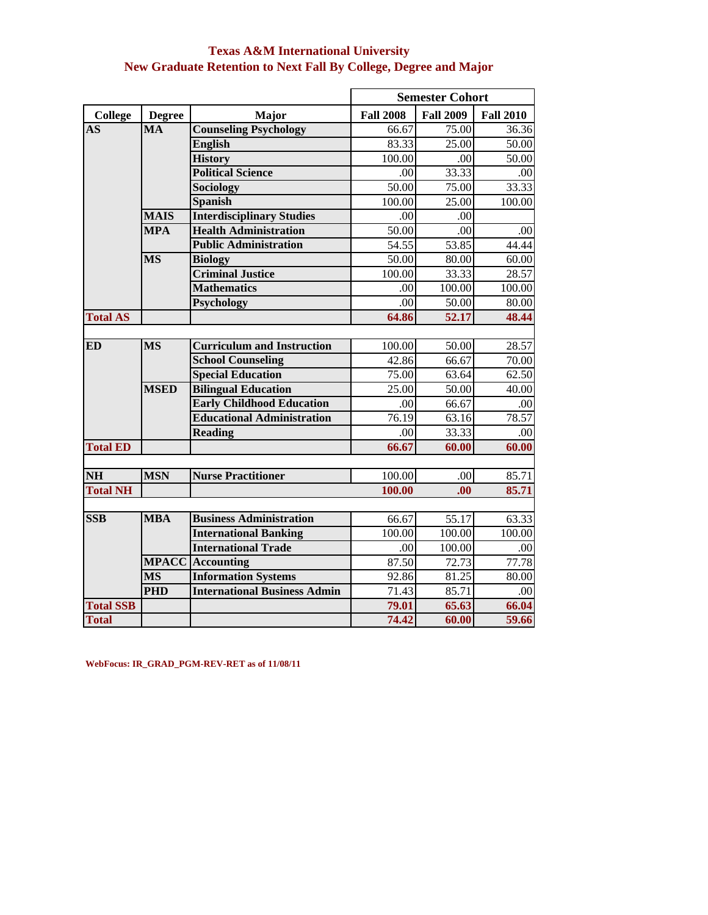# Texas A&M International University
## New Graduate Retention to Next Fall By College, Degree and Major

| College | Degree | Major | Semester Cohort | | |
|---|---|---|---|---|---|
| | | | Fall 2008 | Fall 2009 | Fall 2010 |
| AS | MA | Counseling Psychology | 66.67 | 75.00 | 36.36 |
| | | English | 83.33 | 25.00 | 50.00 |
| | | History | 100.00 | .00 | 50.00 |
| | | Political Science | .00 | 33.33 | .00 |
| | | Sociology | 50.00 | 75.00 | 33.33 |
| | | Spanish | 100.00 | 25.00 | 100.00 |
| | MAIS | Interdisciplinary Studies | .00 | .00 | |
| | MPA | Health Administration | 50.00 | .00 | .00 |
| | | Public Administration | 54.55 | 53.85 | 44.44 |
| | MS | Biology | 50.00 | 80.00 | 60.00 |
| | | Criminal Justice | 100.00 | 33.33 | 28.57 |
| | | Mathematics | .00 | 100.00 | 100.00 |
| | | Psychology | .00 | 50.00 | 80.00 |
| Total AS | | | 64.86 | 52.17 | 48.44 |
| ED | MS | Curriculum and Instruction | 100.00 | 50.00 | 28.57 |
| | | School Counseling | 42.86 | 66.67 | 70.00 |
| | | Special Education | 75.00 | 63.64 | 62.50 |
| | MSED | Bilingual Education | 25.00 | 50.00 | 40.00 |
| | | Early Childhood Education | .00 | 66.67 | .00 |
| | | Educational Administration | 76.19 | 63.16 | 78.57 |
| | | Reading | .00 | 33.33 | .00 |
| Total ED | | | 66.67 | 60.00 | 60.00 |
| NH | MSN | Nurse Practitioner | 100.00 | .00 | 85.71 |
| Total NH | | | 100.00 | .00 | 85.71 |
| SSB | MBA | Business Administration | 66.67 | 55.17 | 63.33 |
| | | International Banking | 100.00 | 100.00 | 100.00 |
| | | International Trade | .00 | 100.00 | .00 |
| | MPACC | Accounting | 87.50 | 72.73 | 77.78 |
| | MS | Information Systems | 92.86 | 81.25 | 80.00 |
| | PHD | International Business Admin | 71.43 | 85.71 | .00 |
| Total SSB | | | 79.01 | 65.63 | 66.04 |
| Total | | | 74.42 | 60.00 | 59.66 |

WebFocus: IR_GRAD_PGM-REV-RET as of 11/08/11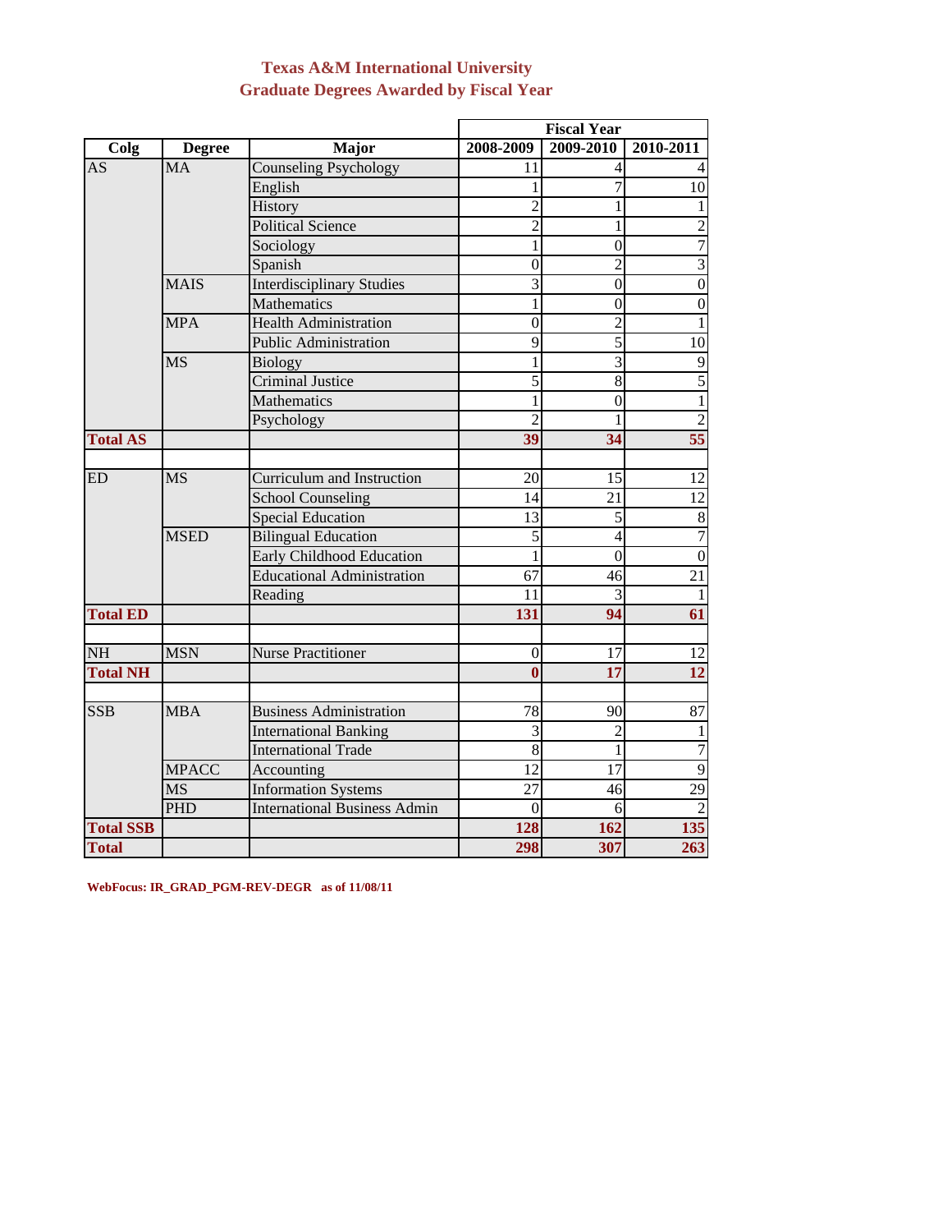# Texas A&M International University
## Graduate Degrees Awarded by Fiscal Year

| Colg | Degree | Major | Fiscal Year 2008-2009 | 2009-2010 | 2010-2011 |
|---|---|---|---|---|---|
| AS | MA | Counseling Psychology | 11 | 4 | 4 |
| | | English | 1 | 7 | 10 |
| | | History | 2 | 1 | 1 |
| | | Political Science | 2 | 1 | 2 |
| | | Sociology | 1 | 0 | 7 |
| | | Spanish | 0 | 2 | 3 |
| | MAIS | Interdisciplinary Studies | 3 | 0 | 0 |
| | | Mathematics | 1 | 0 | 0 |
| | MPA | Health Administration | 0 | 2 | 1 |
| | | Public Administration | 9 | 5 | 10 |
| | MS | Biology | 1 | 3 | 9 |
| | | Criminal Justice | 5 | 8 | 5 |
| | | Mathematics | 1 | 0 | 1 |
| | | Psychology | 2 | 1 | 2 |
| **Total AS** | | | **39** | **34** | **55** |
| | | | | | |
| ED | MS | Curriculum and Instruction | 20 | 15 | 12 |
| | | School Counseling | 14 | 21 | 12 |
| | | Special Education | 13 | 5 | 8 |
| | MSED | Bilingual Education | 5 | 4 | 7 |
| | | Early Childhood Education | 1 | 0 | 0 |
| | | Educational Administration | 67 | 46 | 21 |
| | | Reading | 11 | 3 | 1 |
| **Total ED** | | | **131** | **94** | **61** |
| | | | | | |
| NH | MSN | Nurse Practitioner | 0 | 17 | 12 |
| **Total NH** | | | **0** | **17** | **12** |
| | | | | | |
| SSB | MBA | Business Administration | 78 | 90 | 87 |
| | | International Banking | 3 | 2 | 1 |
| | | International Trade | 8 | 1 | 7 |
| | MPACC | Accounting | 12 | 17 | 9 |
| | MS | Information Systems | 27 | 46 | 29 |
| | PHD | International Business Admin | 0 | 6 | 2 |
| **Total SSB** | | | **128** | **162** | **135** |
| **Total** | | | **298** | **307** | **263** |

**WebFocus: IR_GRAD_PGM-REV-DEGR as of 11/08/11**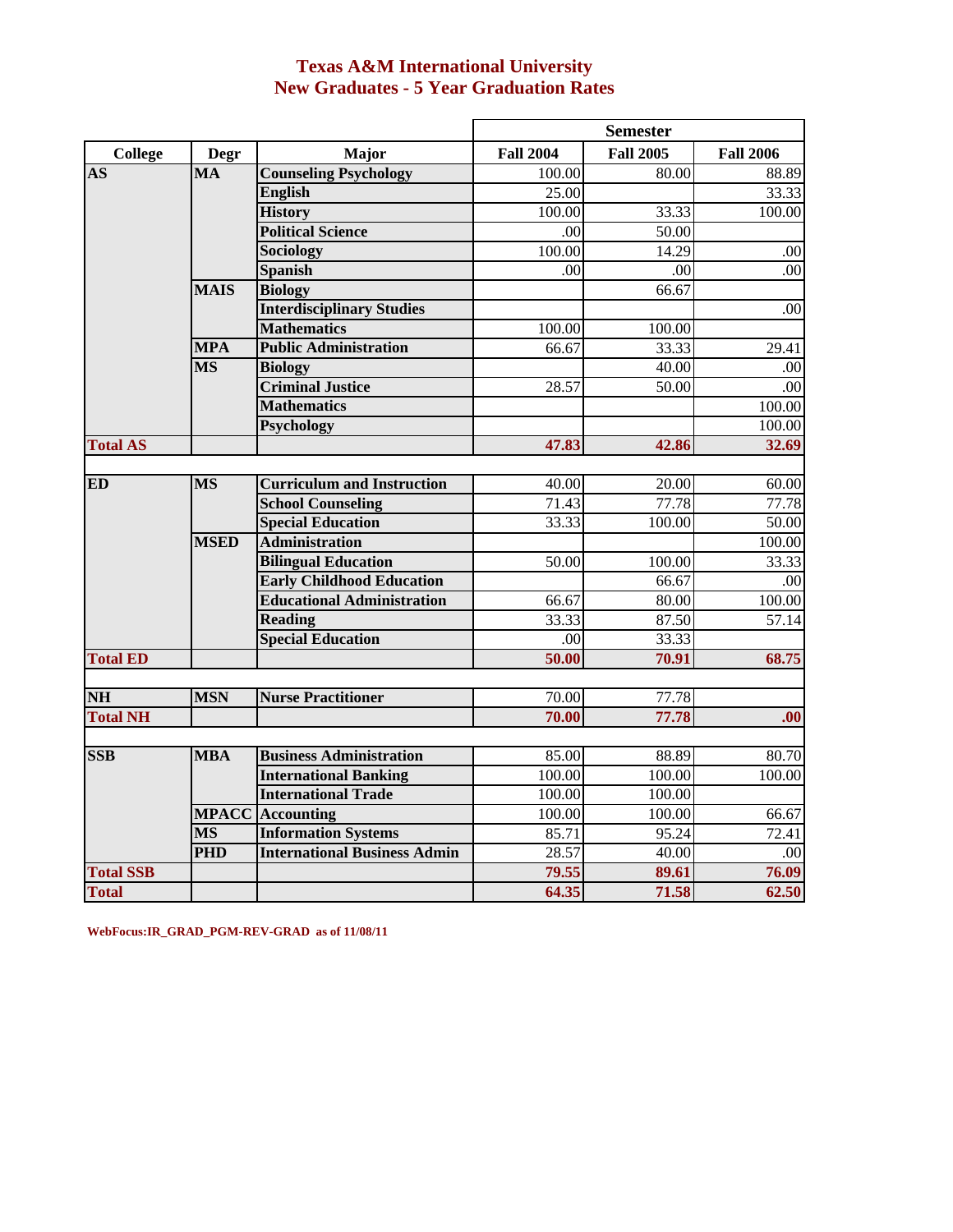# Texas A&M International University
## New Graduates - 5 Year Graduation Rates

| College | Degr | Major | Semester | | |
|---|---|---|---|---|---|
| | | | Fall 2004 | Fall 2005 | Fall 2006 |
| **AS** | **MA** | **Counseling Psychology** | 100.00 | 80.00 | 88.89 |
| | | **English** | 25.00 | | 33.33 |
| | | **History** | 100.00 | 33.33 | 100.00 |
| | | **Political Science** | .00 | 50.00 | |
| | | **Sociology** | 100.00 | 14.29 | .00 |
| | | **Spanish** | .00 | .00 | .00 |
| | **MAIS** | **Biology** | | 66.67 | |
| | | **Interdisciplinary Studies** | | | .00 |
| | | **Mathematics** | 100.00 | 100.00 | |
| | **MPA** | **Public Administration** | 66.67 | 33.33 | 29.41 |
| | **MS** | **Biology** | | 40.00 | .00 |
| | | **Criminal Justice** | 28.57 | 50.00 | .00 |
| | | **Mathematics** | | | 100.00 |
| | | **Psychology** | | | 100.00 |
| **Total AS** | | | **47.83** | **42.86** | **32.69** |
| | | | | | |
| **ED** | **MS** | **Curriculum and Instruction** | 40.00 | 20.00 | 60.00 |
| | | **School Counseling** | 71.43 | 77.78 | 77.78 |
| | | **Special Education** | 33.33 | 100.00 | 50.00 |
| | **MSED** | **Administration** | | | 100.00 |
| | | **Bilingual Education** | 50.00 | 100.00 | 33.33 |
| | | **Early Childhood Education** | | 66.67 | .00 |
| | | **Educational Administration** | 66.67 | 80.00 | 100.00 |
| | | **Reading** | 33.33 | 87.50 | 57.14 |
| | | **Special Education** | .00 | 33.33 | |
| **Total ED** | | | **50.00** | **70.91** | **68.75** |
| | | | | | |
| **NH** | **MSN** | **Nurse Practitioner** | 70.00 | 77.78 | |
| **Total NH** | | | **70.00** | **77.78** | **.00** |
| | | | | | |
| **SSB** | **MBA** | **Business Administration** | 85.00 | 88.89 | 80.70 |
| | | **International Banking** | 100.00 | 100.00 | 100.00 |
| | | **International Trade** | 100.00 | 100.00 | |
| | **MPACC** | **Accounting** | 100.00 | 100.00 | 66.67 |
| | **MS** | **Information Systems** | 85.71 | 95.24 | 72.41 |
| | **PHD** | **International Business Admin** | 28.57 | 40.00 | .00 |
| **Total SSB** | | | **79.55** | **89.61** | **76.09** |
| **Total** | | | **64.35** | **71.58** | **62.50** |

**WebFocus:IR_GRAD_PGM-REV-GRAD as of 11/08/11**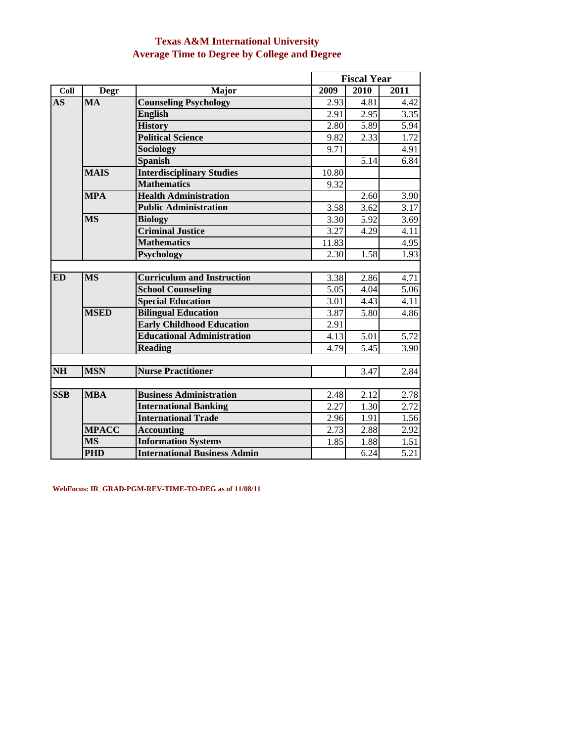# Texas A&M International University
## Average Time to Degree by College and Degree

| Coll | Degr | Major | Fiscal Year 2009 | 2010 | 2011 |
|---|---|---|---|---|---|
| AS | MA | Counseling Psychology | 2.93 | 4.81 | 4.42 |
| | | English | 2.91 | 2.95 | 3.35 |
| | | History | 2.80 | 5.89 | 5.94 |
| | | Political Science | 9.82 | 2.33 | 1.72 |
| | | Sociology | 9.71 | | 4.91 |
| | | Spanish | | 5.14 | 6.84 |
| | MAIS | Interdisciplinary Studies | 10.80 | | |
| | | Mathematics | 9.32 | | |
| | MPA | Health Administration | | 2.60 | 3.90 |
| | | Public Administration | 3.58 | 3.62 | 3.17 |
| | MS | Biology | 3.30 | 5.92 | 3.69 |
| | | Criminal Justice | 3.27 | 4.29 | 4.11 |
| | | Mathematics | 11.83 | | 4.95 |
| | | Psychology | 2.30 | 1.58 | 1.93 |
| ED | MS | Curriculum and Instruction | 3.38 | 2.86 | 4.71 |
| | | School Counseling | 5.05 | 4.04 | 5.06 |
| | | Special Education | 3.01 | 4.43 | 4.11 |
| | MSED | Bilingual Education | 3.87 | 5.80 | 4.86 |
| | | Early Childhood Education | 2.91 | | |
| | | Educational Administration | 4.13 | 5.01 | 5.72 |
| | | Reading | 4.79 | 5.45 | 3.90 |
| NH | MSN | Nurse Practitioner | | 3.47 | 2.84 |
| SSB | MBA | Business Administration | 2.48 | 2.12 | 2.78 |
| | | International Banking | 2.27 | 1.30 | 2.72 |
| | | International Trade | 2.96 | 1.91 | 1.56 |
| | MPACC | Accounting | 2.73 | 2.88 | 2.92 |
| | MS | Information Systems | 1.85 | 1.88 | 1.51 |
| | PHD | International Business Admin | | 6.24 | 5.21 |

WebFocus: IR_GRAD-PGM-REV-TIME-TO-DEG as of 11/08/11